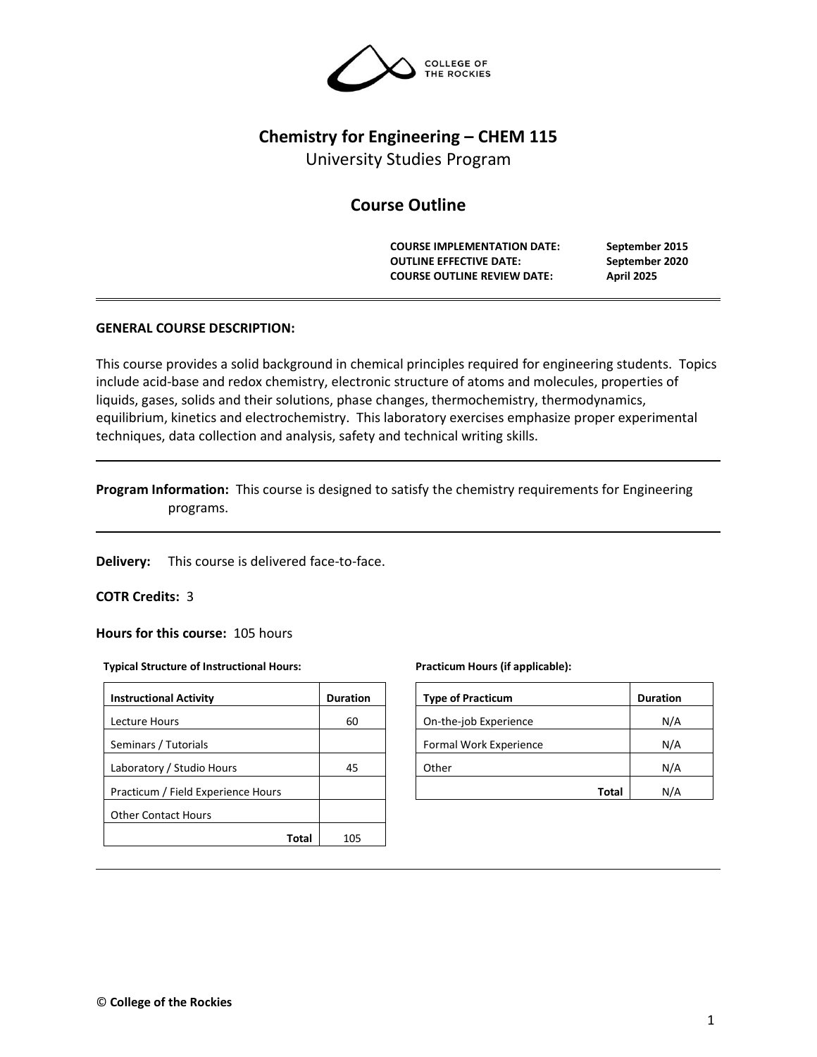# Chemistry for Engineering – CHEM 115

University Studies Program

## Course Outline

| | |
|---|---|
| **COURSE IMPLEMENTATION DATE:** | **September 2015** |
| **OUTLINE EFFECTIVE DATE:** | **September 2020** |
| **COURSE OUTLINE REVIEW DATE:** | **April 2025** |

**GENERAL COURSE DESCRIPTION:**

This course provides a solid background in chemical principles required for engineering students. Topics include acid-base and redox chemistry, electronic structure of atoms and molecules, properties of liquids, gases, solids and their solutions, phase changes, thermochemistry, thermodynamics, equilibrium, kinetics and electrochemistry. This laboratory exercises emphasize proper experimental techniques, data collection and analysis, safety and technical writing skills.

**Program Information:** This course is designed to satisfy the chemistry requirements for Engineering programs.

**Delivery:** This course is delivered face-to-face.

**COTR Credits:** 3

**Hours for this course:** 105 hours

**Typical Structure of Instructional Hours:**

| Instructional Activity | Duration |
|---|---|
| Lecture Hours | 60 |
| Seminars / Tutorials | |
| Laboratory / Studio Hours | 45 |
| Practicum / Field Experience Hours | |
| Other Contact Hours | |
| **Total** | 105 |

**Practicum Hours (if applicable):**

| Type of Practicum | Duration |
|---|---|
| On-the-job Experience | N/A |
| Formal Work Experience | N/A |
| Other | N/A |
| **Total** | N/A |

© **College of the Rockies**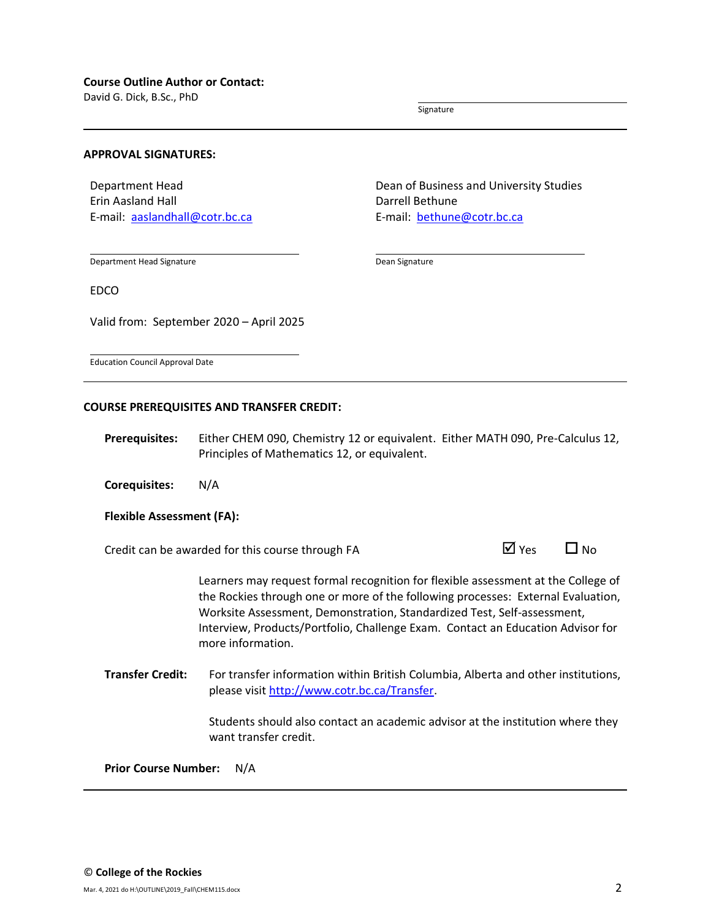**Course Outline Author or Contact:**
David G. Dick, B.Sc., PhD

Signature

---

**APPROVAL SIGNATURES:**

Department Head
Erin Aasland Hall
E-mail: [aaslandhall@cotr.bc.ca](mailto:aaslandhall@cotr.bc.ca)

Department Head Signature

Dean of Business and University Studies
Darrell Bethune
E-mail: [bethune@cotr.bc.ca](mailto:bethune@cotr.bc.ca)

Dean Signature

EDCO

Valid from: September 2020 – April 2025

Education Council Approval Date

---

**COURSE PREREQUISITES AND TRANSFER CREDIT:**

**Prerequisites:** Either CHEM 090, Chemistry 12 or equivalent. Either MATH 090, Pre-Calculus 12, Principles of Mathematics 12, or equivalent.

**Corequisites:** N/A

**Flexible Assessment (FA):**

Credit can be awarded for this course through FA ☑ Yes ☐ No

Learners may request formal recognition for flexible assessment at the College of the Rockies through one or more of the following processes: External Evaluation, Worksite Assessment, Demonstration, Standardized Test, Self-assessment, Interview, Products/Portfolio, Challenge Exam. Contact an Education Advisor for more information.

**Transfer Credit:** For transfer information within British Columbia, Alberta and other institutions, please visit [http://www.cotr.bc.ca/Transfer](http://www.cotr.bc.ca/Transfer).

Students should also contact an academic advisor at the institution where they want transfer credit.

**Prior Course Number:** N/A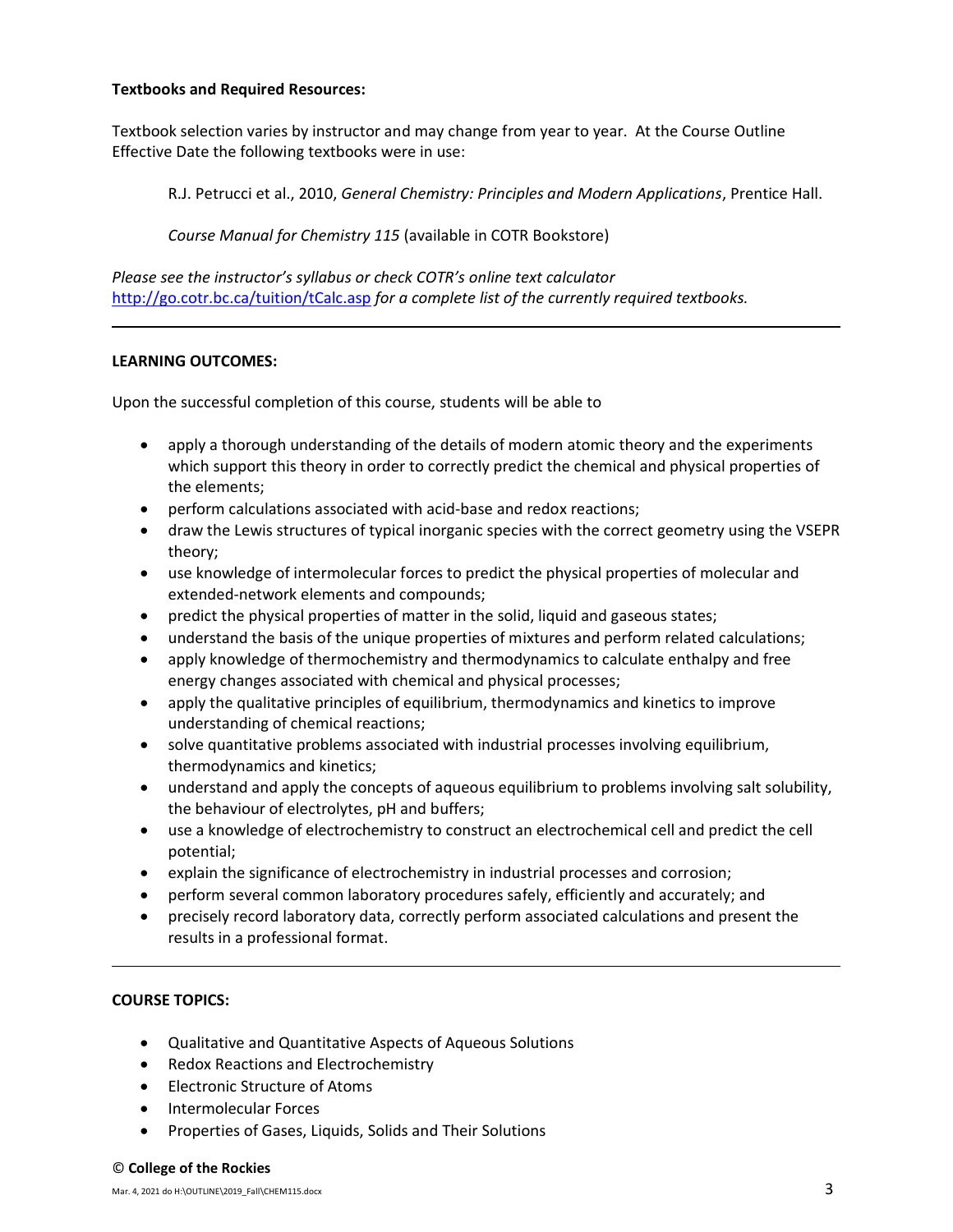**Textbooks and Required Resources:**

Textbook selection varies by instructor and may change from year to year. At the Course Outline Effective Date the following textbooks were in use:

R.J. Petrucci et al., 2010, *General Chemistry: Principles and Modern Applications*, Prentice Hall.

*Course Manual for Chemistry 115* (available in COTR Bookstore)

*Please see the instructor's syllabus or check COTR's online text calculator* [http://go.cotr.bc.ca/tuition/tCalc.asp](http://go.cotr.bc.ca/tuition/tCalc.asp) *for a complete list of the currently required textbooks.*

---

**LEARNING OUTCOMES:**

Upon the successful completion of this course, students will be able to

- apply a thorough understanding of the details of modern atomic theory and the experiments which support this theory in order to correctly predict the chemical and physical properties of the elements;
- perform calculations associated with acid-base and redox reactions;
- draw the Lewis structures of typical inorganic species with the correct geometry using the VSEPR theory;
- use knowledge of intermolecular forces to predict the physical properties of molecular and extended-network elements and compounds;
- predict the physical properties of matter in the solid, liquid and gaseous states;
- understand the basis of the unique properties of mixtures and perform related calculations;
- apply knowledge of thermochemistry and thermodynamics to calculate enthalpy and free energy changes associated with chemical and physical processes;
- apply the qualitative principles of equilibrium, thermodynamics and kinetics to improve understanding of chemical reactions;
- solve quantitative problems associated with industrial processes involving equilibrium, thermodynamics and kinetics;
- understand and apply the concepts of aqueous equilibrium to problems involving salt solubility, the behaviour of electrolytes, pH and buffers;
- use a knowledge of electrochemistry to construct an electrochemical cell and predict the cell potential;
- explain the significance of electrochemistry in industrial processes and corrosion;
- perform several common laboratory procedures safely, efficiently and accurately; and
- precisely record laboratory data, correctly perform associated calculations and present the results in a professional format.

---

**COURSE TOPICS:**

- Qualitative and Quantitative Aspects of Aqueous Solutions
- Redox Reactions and Electrochemistry
- Electronic Structure of Atoms
- Intermolecular Forces
- Properties of Gases, Liquids, Solids and Their Solutions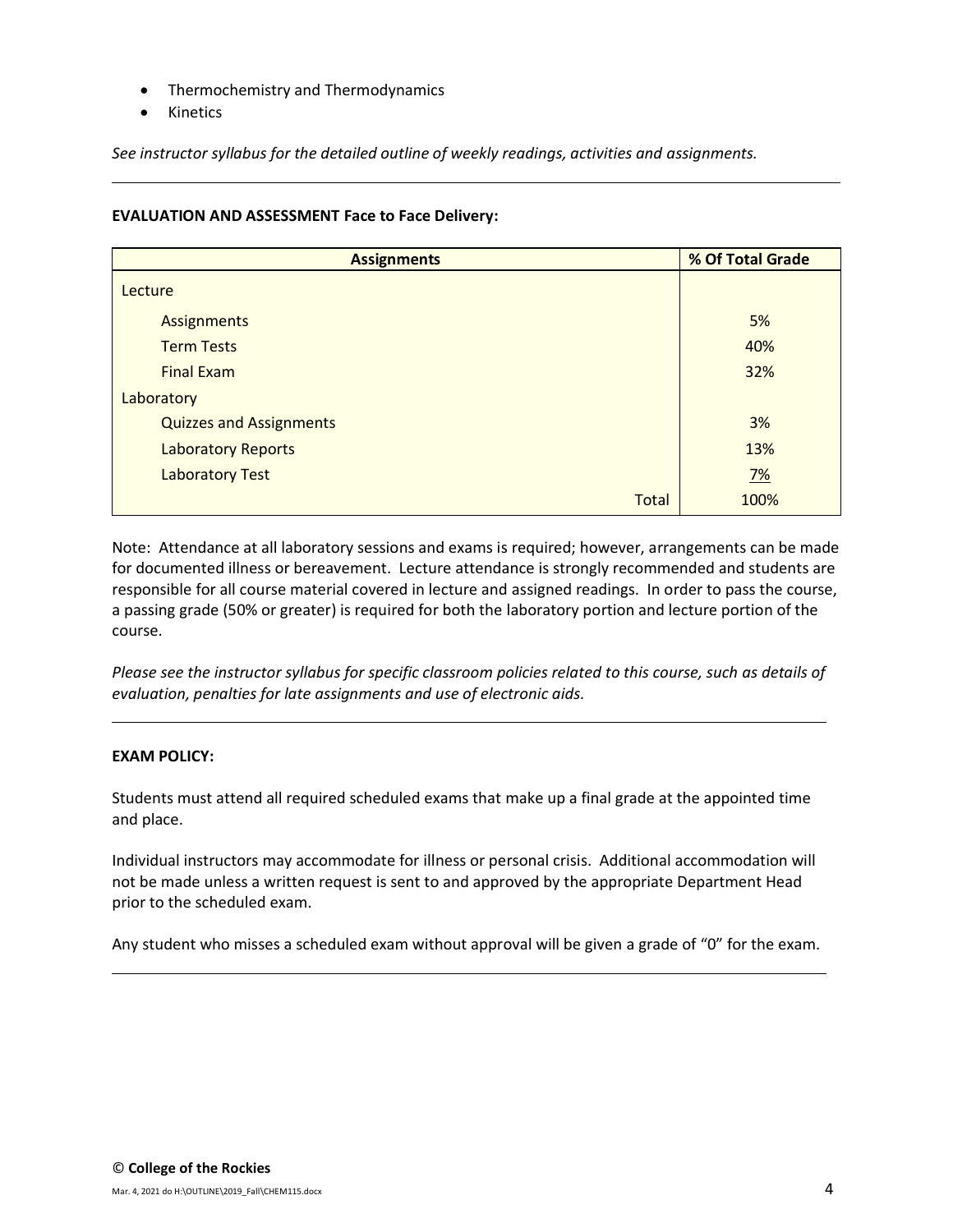- Thermochemistry and Thermodynamics
- Kinetics

*See instructor syllabus for the detailed outline of weekly readings, activities and assignments.*

---

**EVALUATION AND ASSESSMENT Face to Face Delivery:**

| Assignments | % Of Total Grade |
|---|---|
| Lecture | |
| Assignments | 5% |
| Term Tests | 40% |
| Final Exam | 32% |
| Laboratory | |
| Quizzes and Assignments | 3% |
| Laboratory Reports | 13% |
| Laboratory Test | 7% |
| Total | 100% |

Note: Attendance at all laboratory sessions and exams is required; however, arrangements can be made for documented illness or bereavement. Lecture attendance is strongly recommended and students are responsible for all course material covered in lecture and assigned readings. In order to pass the course, a passing grade (50% or greater) is required for both the laboratory portion and lecture portion of the course.

*Please see the instructor syllabus for specific classroom policies related to this course, such as details of evaluation, penalties for late assignments and use of electronic aids.*

---

**EXAM POLICY:**

Students must attend all required scheduled exams that make up a final grade at the appointed time and place.

Individual instructors may accommodate for illness or personal crisis. Additional accommodation will not be made unless a written request is sent to and approved by the appropriate Department Head prior to the scheduled exam.

Any student who misses a scheduled exam without approval will be given a grade of "0" for the exam.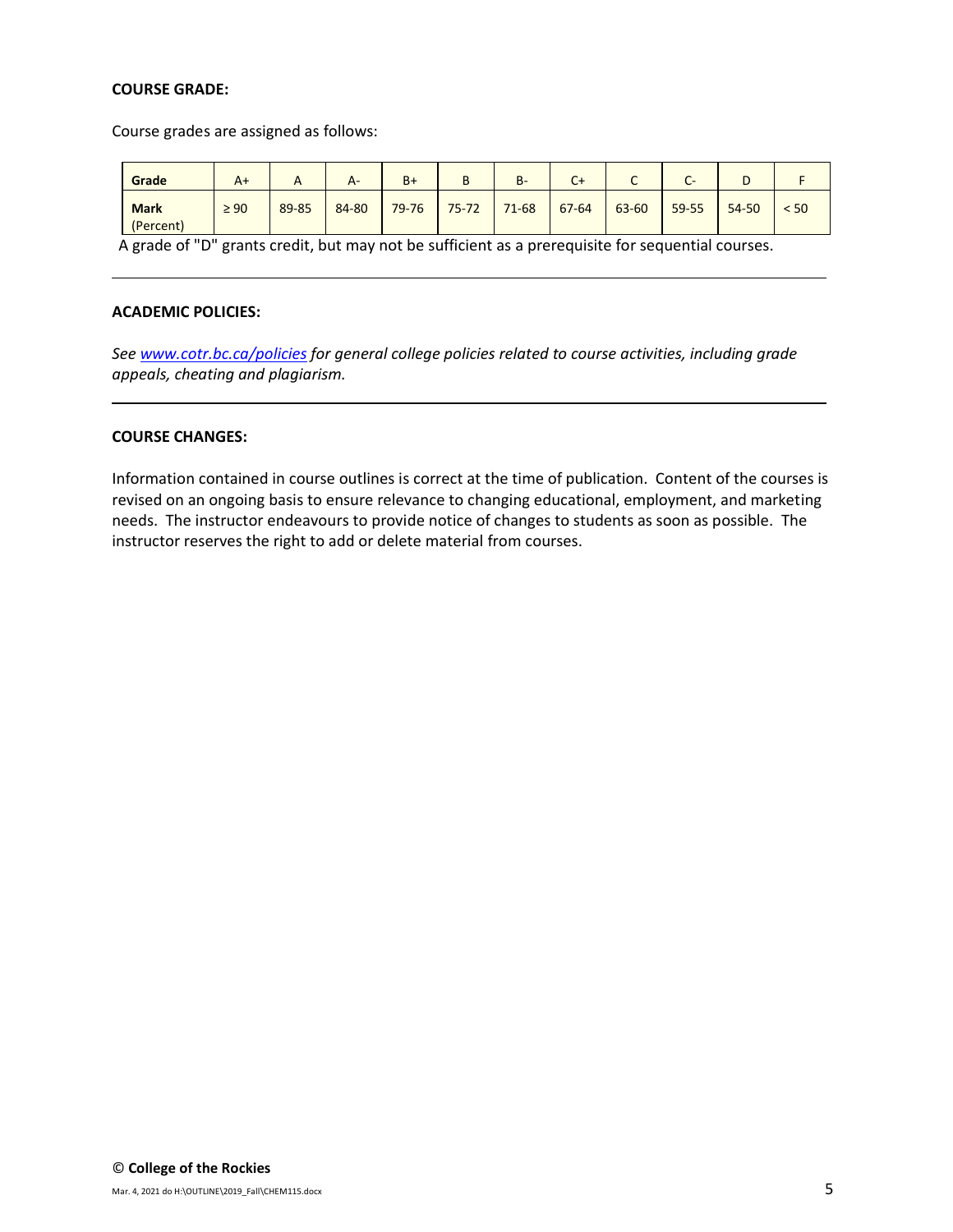**COURSE GRADE:**

Course grades are assigned as follows:

| **Grade** | A+ | A | A- | B+ | B | B- | C+ | C | C- | D | F |
|---|---|---|---|---|---|---|---|---|---|---|---|
| **Mark** (Percent) | ≥ 90 | 89-85 | 84-80 | 79-76 | 75-72 | 71-68 | 67-64 | 63-60 | 59-55 | 54-50 | < 50 |

A grade of "D" grants credit, but may not be sufficient as a prerequisite for sequential courses.

---

**ACADEMIC POLICIES:**

*See [www.cotr.bc.ca/policies](http://www.cotr.bc.ca/policies) for general college policies related to course activities, including grade appeals, cheating and plagiarism.*

---

**COURSE CHANGES:**

Information contained in course outlines is correct at the time of publication. Content of the courses is revised on an ongoing basis to ensure relevance to changing educational, employment, and marketing needs. The instructor endeavours to provide notice of changes to students as soon as possible. The instructor reserves the right to add or delete material from courses.